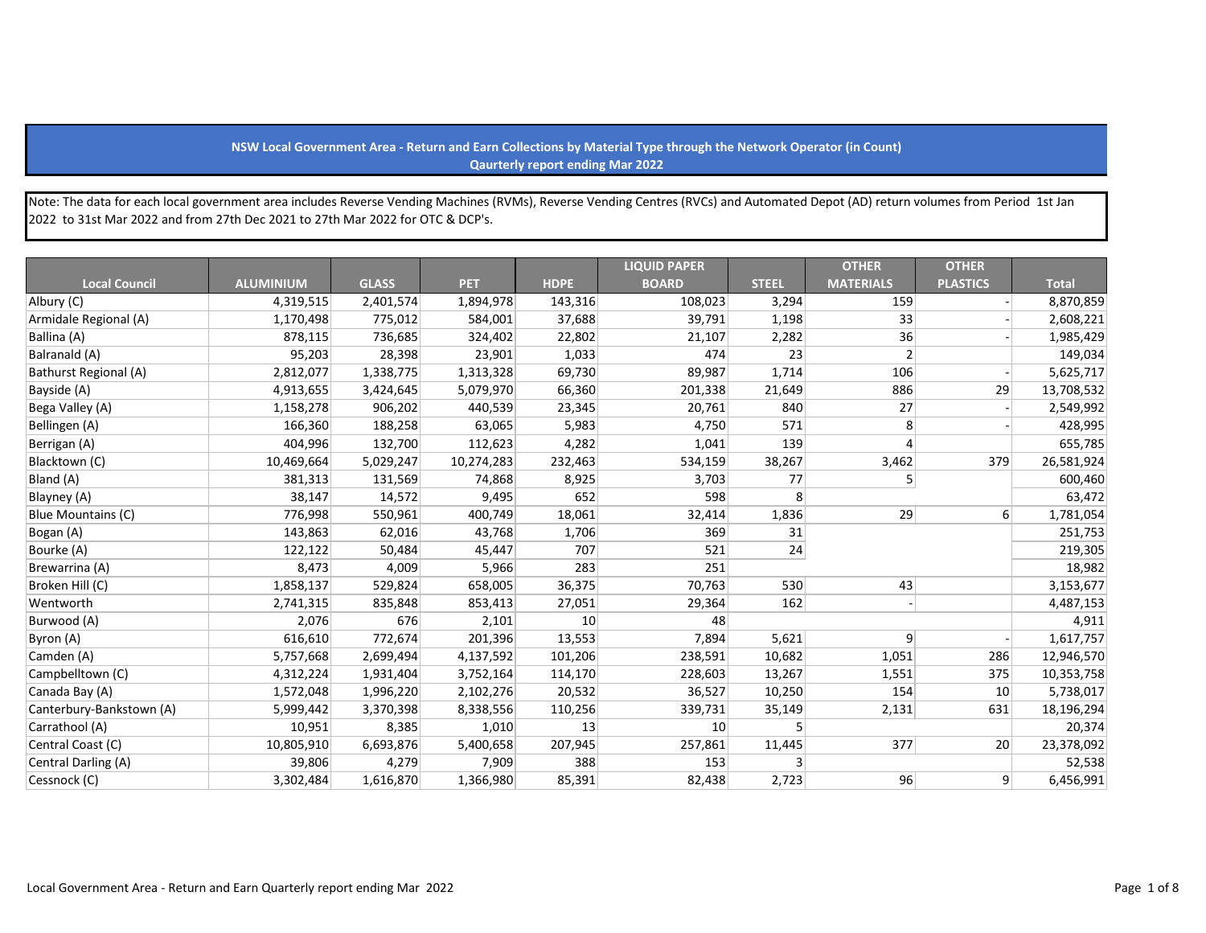**NSW Local Government Area - Return and Earn Collections by Material Type through the Network Operator (in Count)**
**Qaurterly report ending Mar 2022**

Note: The data for each local government area includes Reverse Vending Machines (RVMs), Reverse Vending Centres (RVCs) and Automated Depot (AD) return volumes from Period 1st Jan 2022 to 31st Mar 2022 and from 27th Dec 2021 to 27th Mar 2022 for OTC & DCP's.

| Local Council | ALUMINIUM | GLASS | PET | HDPE | LIQUID PAPER BOARD | STEEL | OTHER MATERIALS | OTHER PLASTICS | Total |
|---|---|---|---|---|---|---|---|---|---|
| Albury (C) | 4,319,515 | 2,401,574 | 1,894,978 | 143,316 | 108,023 | 3,294 | 159 | - | 8,870,859 |
| Armidale Regional (A) | 1,170,498 | 775,012 | 584,001 | 37,688 | 39,791 | 1,198 | 33 | - | 2,608,221 |
| Ballina (A) | 878,115 | 736,685 | 324,402 | 22,802 | 21,107 | 2,282 | 36 | - | 1,985,429 |
| Balranald (A) | 95,203 | 28,398 | 23,901 | 1,033 | 474 | 23 | 2 | - | 149,034 |
| Bathurst Regional (A) | 2,812,077 | 1,338,775 | 1,313,328 | 69,730 | 89,987 | 1,714 | 106 | - | 5,625,717 |
| Bayside (A) | 4,913,655 | 3,424,645 | 5,079,970 | 66,360 | 201,338 | 21,649 | 886 | 29 | 13,708,532 |
| Bega Valley (A) | 1,158,278 | 906,202 | 440,539 | 23,345 | 20,761 | 840 | 27 | - | 2,549,992 |
| Bellingen (A) | 166,360 | 188,258 | 63,065 | 5,983 | 4,750 | 571 | 8 | - | 428,995 |
| Berrigan (A) | 404,996 | 132,700 | 112,623 | 4,282 | 1,041 | 139 | 4 | | 655,785 |
| Blacktown (C) | 10,469,664 | 5,029,247 | 10,274,283 | 232,463 | 534,159 | 38,267 | 3,462 | 379 | 26,581,924 |
| Bland (A) | 381,313 | 131,569 | 74,868 | 8,925 | 3,703 | 77 | 5 | | 600,460 |
| Blayney (A) | 38,147 | 14,572 | 9,495 | 652 | 598 | 8 | | | 63,472 |
| Blue Mountains (C) | 776,998 | 550,961 | 400,749 | 18,061 | 32,414 | 1,836 | 29 | 6 | 1,781,054 |
| Bogan (A) | 143,863 | 62,016 | 43,768 | 1,706 | 369 | 31 | | | 251,753 |
| Bourke (A) | 122,122 | 50,484 | 45,447 | 707 | 521 | 24 | | | 219,305 |
| Brewarrina (A) | 8,473 | 4,009 | 5,966 | 283 | 251 | | | | 18,982 |
| Broken Hill (C) | 1,858,137 | 529,824 | 658,005 | 36,375 | 70,763 | 530 | 43 | | 3,153,677 |
| Wentworth | 2,741,315 | 835,848 | 853,413 | 27,051 | 29,364 | 162 | - | | 4,487,153 |
| Burwood (A) | 2,076 | 676 | 2,101 | 10 | 48 | | | | 4,911 |
| Byron (A) | 616,610 | 772,674 | 201,396 | 13,553 | 7,894 | 5,621 | 9 | - | 1,617,757 |
| Camden (A) | 5,757,668 | 2,699,494 | 4,137,592 | 101,206 | 238,591 | 10,682 | 1,051 | 286 | 12,946,570 |
| Campbelltown (C) | 4,312,224 | 1,931,404 | 3,752,164 | 114,170 | 228,603 | 13,267 | 1,551 | 375 | 10,353,758 |
| Canada Bay (A) | 1,572,048 | 1,996,220 | 2,102,276 | 20,532 | 36,527 | 10,250 | 154 | 10 | 5,738,017 |
| Canterbury-Bankstown (A) | 5,999,442 | 3,370,398 | 8,338,556 | 110,256 | 339,731 | 35,149 | 2,131 | 631 | 18,196,294 |
| Carrathool (A) | 10,951 | 8,385 | 1,010 | 13 | 10 | 5 | | | 20,374 |
| Central Coast (C) | 10,805,910 | 6,693,876 | 5,400,658 | 207,945 | 257,861 | 11,445 | 377 | 20 | 23,378,092 |
| Central Darling (A) | 39,806 | 4,279 | 7,909 | 388 | 153 | 3 | | | 52,538 |
| Cessnock (C) | 3,302,484 | 1,616,870 | 1,366,980 | 85,391 | 82,438 | 2,723 | 96 | 9 | 6,456,991 |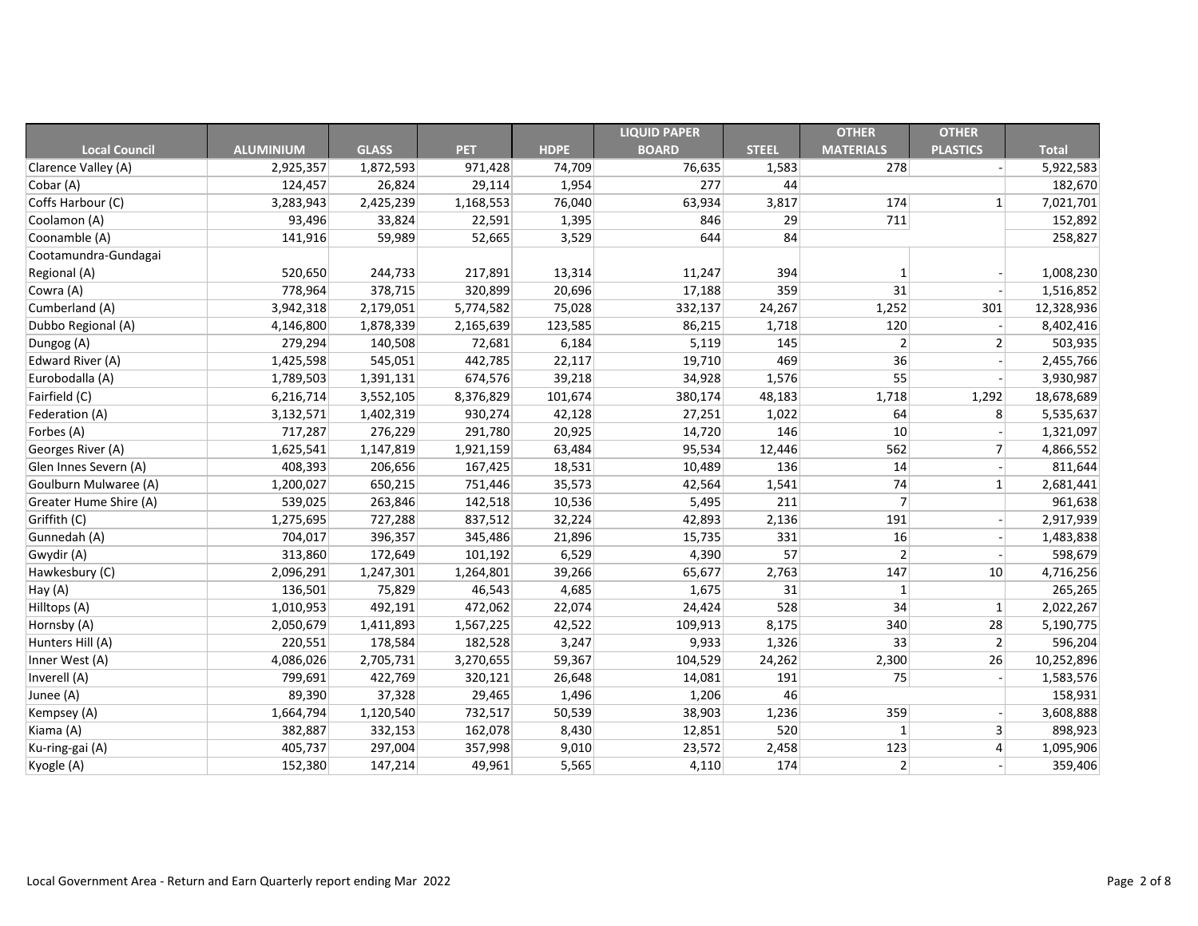| Local Council | ALUMINIUM | GLASS | PET | HDPE | LIQUID PAPER BOARD | STEEL | OTHER MATERIALS | OTHER PLASTICS | Total |
|---|---|---|---|---|---|---|---|---|---|
| Clarence Valley (A) | 2,925,357 | 1,872,593 | 971,428 | 74,709 | 76,635 | 1,583 | 278 | - | 5,922,583 |
| Cobar (A) | 124,457 | 26,824 | 29,114 | 1,954 | 277 | 44 | | | 182,670 |
| Coffs Harbour (C) | 3,283,943 | 2,425,239 | 1,168,553 | 76,040 | 63,934 | 3,817 | 174 | 1 | 7,021,701 |
| Coolamon (A) | 93,496 | 33,824 | 22,591 | 1,395 | 846 | 29 | 711 | | 152,892 |
| Coonamble (A) | 141,916 | 59,989 | 52,665 | 3,529 | 644 | 84 | | | 258,827 |
| Cootamundra-Gundagai Regional (A) | 520,650 | 244,733 | 217,891 | 13,314 | 11,247 | 394 | 1 | - | 1,008,230 |
| Cowra (A) | 778,964 | 378,715 | 320,899 | 20,696 | 17,188 | 359 | 31 | - | 1,516,852 |
| Cumberland (A) | 3,942,318 | 2,179,051 | 5,774,582 | 75,028 | 332,137 | 24,267 | 1,252 | 301 | 12,328,936 |
| Dubbo Regional (A) | 4,146,800 | 1,878,339 | 2,165,639 | 123,585 | 86,215 | 1,718 | 120 | - | 8,402,416 |
| Dungog (A) | 279,294 | 140,508 | 72,681 | 6,184 | 5,119 | 145 | 2 | 2 | 503,935 |
| Edward River (A) | 1,425,598 | 545,051 | 442,785 | 22,117 | 19,710 | 469 | 36 | - | 2,455,766 |
| Eurobodalla (A) | 1,789,503 | 1,391,131 | 674,576 | 39,218 | 34,928 | 1,576 | 55 | - | 3,930,987 |
| Fairfield (C) | 6,216,714 | 3,552,105 | 8,376,829 | 101,674 | 380,174 | 48,183 | 1,718 | 1,292 | 18,678,689 |
| Federation (A) | 3,132,571 | 1,402,319 | 930,274 | 42,128 | 27,251 | 1,022 | 64 | 8 | 5,535,637 |
| Forbes (A) | 717,287 | 276,229 | 291,780 | 20,925 | 14,720 | 146 | 10 | - | 1,321,097 |
| Georges River (A) | 1,625,541 | 1,147,819 | 1,921,159 | 63,484 | 95,534 | 12,446 | 562 | 7 | 4,866,552 |
| Glen Innes Severn (A) | 408,393 | 206,656 | 167,425 | 18,531 | 10,489 | 136 | 14 | - | 811,644 |
| Goulburn Mulwaree (A) | 1,200,027 | 650,215 | 751,446 | 35,573 | 42,564 | 1,541 | 74 | 1 | 2,681,441 |
| Greater Hume Shire (A) | 539,025 | 263,846 | 142,518 | 10,536 | 5,495 | 211 | 7 | | 961,638 |
| Griffith (C) | 1,275,695 | 727,288 | 837,512 | 32,224 | 42,893 | 2,136 | 191 | - | 2,917,939 |
| Gunnedah (A) | 704,017 | 396,357 | 345,486 | 21,896 | 15,735 | 331 | 16 | - | 1,483,838 |
| Gwydir (A) | 313,860 | 172,649 | 101,192 | 6,529 | 4,390 | 57 | 2 | - | 598,679 |
| Hawkesbury (C) | 2,096,291 | 1,247,301 | 1,264,801 | 39,266 | 65,677 | 2,763 | 147 | 10 | 4,716,256 |
| Hay (A) | 136,501 | 75,829 | 46,543 | 4,685 | 1,675 | 31 | 1 | | 265,265 |
| Hilltops (A) | 1,010,953 | 492,191 | 472,062 | 22,074 | 24,424 | 528 | 34 | 1 | 2,022,267 |
| Hornsby (A) | 2,050,679 | 1,411,893 | 1,567,225 | 42,522 | 109,913 | 8,175 | 340 | 28 | 5,190,775 |
| Hunters Hill (A) | 220,551 | 178,584 | 182,528 | 3,247 | 9,933 | 1,326 | 33 | 2 | 596,204 |
| Inner West (A) | 4,086,026 | 2,705,731 | 3,270,655 | 59,367 | 104,529 | 24,262 | 2,300 | 26 | 10,252,896 |
| Inverell (A) | 799,691 | 422,769 | 320,121 | 26,648 | 14,081 | 191 | 75 | - | 1,583,576 |
| Junee (A) | 89,390 | 37,328 | 29,465 | 1,496 | 1,206 | 46 | | | 158,931 |
| Kempsey (A) | 1,664,794 | 1,120,540 | 732,517 | 50,539 | 38,903 | 1,236 | 359 | - | 3,608,888 |
| Kiama (A) | 382,887 | 332,153 | 162,078 | 8,430 | 12,851 | 520 | 1 | 3 | 898,923 |
| Ku-ring-gai (A) | 405,737 | 297,004 | 357,998 | 9,010 | 23,572 | 2,458 | 123 | 4 | 1,095,906 |
| Kyogle (A) | 152,380 | 147,214 | 49,961 | 5,565 | 4,110 | 174 | 2 | - | 359,406 |

Local Government Area - Return and Earn Quarterly report ending Mar 2022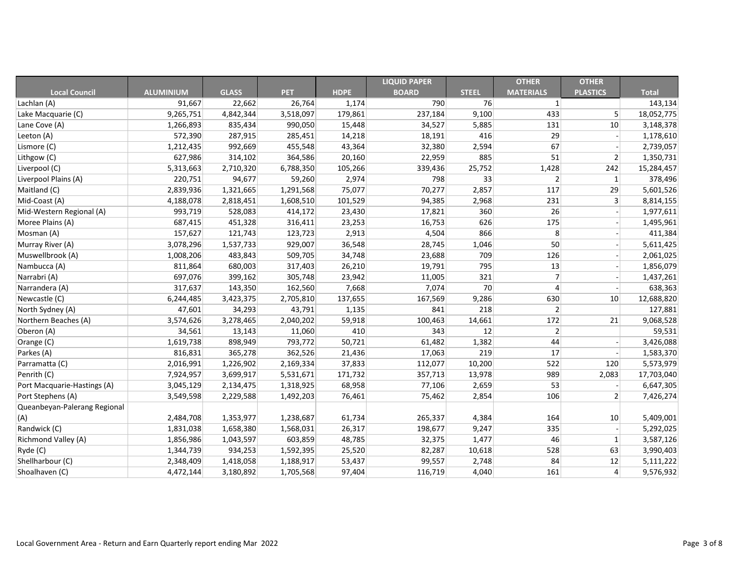| Local Council | ALUMINIUM | GLASS | PET | HDPE | LIQUID PAPER BOARD | STEEL | OTHER MATERIALS | OTHER PLASTICS | Total |
|---|---|---|---|---|---|---|---|---|---|
| Lachlan (A) | 91,667 | 22,662 | 26,764 | 1,174 | 790 | 76 | 1 | | 143,134 |
| Lake Macquarie (C) | 9,265,751 | 4,842,344 | 3,518,097 | 179,861 | 237,184 | 9,100 | 433 | 5 | 18,052,775 |
| Lane Cove (A) | 1,266,893 | 835,434 | 990,050 | 15,448 | 34,527 | 5,885 | 131 | 10 | 3,148,378 |
| Leeton (A) | 572,390 | 287,915 | 285,451 | 14,218 | 18,191 | 416 | 29 | - | 1,178,610 |
| Lismore (C) | 1,212,435 | 992,669 | 455,548 | 43,364 | 32,380 | 2,594 | 67 | - | 2,739,057 |
| Lithgow (C) | 627,986 | 314,102 | 364,586 | 20,160 | 22,959 | 885 | 51 | 2 | 1,350,731 |
| Liverpool (C) | 5,313,663 | 2,710,320 | 6,788,350 | 105,266 | 339,436 | 25,752 | 1,428 | 242 | 15,284,457 |
| Liverpool Plains (A) | 220,751 | 94,677 | 59,260 | 2,974 | 798 | 33 | 2 | 1 | 378,496 |
| Maitland (C) | 2,839,936 | 1,321,665 | 1,291,568 | 75,077 | 70,277 | 2,857 | 117 | 29 | 5,601,526 |
| Mid-Coast (A) | 4,188,078 | 2,818,451 | 1,608,510 | 101,529 | 94,385 | 2,968 | 231 | 3 | 8,814,155 |
| Mid-Western Regional (A) | 993,719 | 528,083 | 414,172 | 23,430 | 17,821 | 360 | 26 | - | 1,977,611 |
| Moree Plains (A) | 687,415 | 451,328 | 316,411 | 23,253 | 16,753 | 626 | 175 | - | 1,495,961 |
| Mosman (A) | 157,627 | 121,743 | 123,723 | 2,913 | 4,504 | 866 | 8 | - | 411,384 |
| Murray River (A) | 3,078,296 | 1,537,733 | 929,007 | 36,548 | 28,745 | 1,046 | 50 | - | 5,611,425 |
| Muswellbrook (A) | 1,008,206 | 483,843 | 509,705 | 34,748 | 23,688 | 709 | 126 | - | 2,061,025 |
| Nambucca (A) | 811,864 | 680,003 | 317,403 | 26,210 | 19,791 | 795 | 13 | - | 1,856,079 |
| Narrabri (A) | 697,076 | 399,162 | 305,748 | 23,942 | 11,005 | 321 | 7 | - | 1,437,261 |
| Narrandera (A) | 317,637 | 143,350 | 162,560 | 7,668 | 7,074 | 70 | 4 | - | 638,363 |
| Newcastle (C) | 6,244,485 | 3,423,375 | 2,705,810 | 137,655 | 167,569 | 9,286 | 630 | 10 | 12,688,820 |
| North Sydney (A) | 47,601 | 34,293 | 43,791 | 1,135 | 841 | 218 | 2 | | 127,881 |
| Northern Beaches (A) | 3,574,626 | 3,278,465 | 2,040,202 | 59,918 | 100,463 | 14,661 | 172 | 21 | 9,068,528 |
| Oberon (A) | 34,561 | 13,143 | 11,060 | 410 | 343 | 12 | 2 | | 59,531 |
| Orange (C) | 1,619,738 | 898,949 | 793,772 | 50,721 | 61,482 | 1,382 | 44 | - | 3,426,088 |
| Parkes (A) | 816,831 | 365,278 | 362,526 | 21,436 | 17,063 | 219 | 17 | - | 1,583,370 |
| Parramatta (C) | 2,016,991 | 1,226,902 | 2,169,334 | 37,833 | 112,077 | 10,200 | 522 | 120 | 5,573,979 |
| Penrith (C) | 7,924,957 | 3,699,917 | 5,531,671 | 171,732 | 357,713 | 13,978 | 989 | 2,083 | 17,703,040 |
| Port Macquarie-Hastings (A) | 3,045,129 | 2,134,475 | 1,318,925 | 68,958 | 77,106 | 2,659 | 53 | - | 6,647,305 |
| Port Stephens (A) | 3,549,598 | 2,229,588 | 1,492,203 | 76,461 | 75,462 | 2,854 | 106 | 2 | 7,426,274 |
| Queanbeyan-Palerang Regional (A) | 2,484,708 | 1,353,977 | 1,238,687 | 61,734 | 265,337 | 4,384 | 164 | 10 | 5,409,001 |
| Randwick (C) | 1,831,038 | 1,658,380 | 1,568,031 | 26,317 | 198,677 | 9,247 | 335 | - | 5,292,025 |
| Richmond Valley (A) | 1,856,986 | 1,043,597 | 603,859 | 48,785 | 32,375 | 1,477 | 46 | 1 | 3,587,126 |
| Ryde (C) | 1,344,739 | 934,253 | 1,592,395 | 25,520 | 82,287 | 10,618 | 528 | 63 | 3,990,403 |
| Shellharbour (C) | 2,348,409 | 1,418,058 | 1,188,917 | 53,437 | 99,557 | 2,748 | 84 | 12 | 5,111,222 |
| Shoalhaven (C) | 4,472,144 | 3,180,892 | 1,705,568 | 97,404 | 116,719 | 4,040 | 161 | 4 | 9,576,932 |

Local Government Area - Return and Earn Quarterly report ending Mar 2022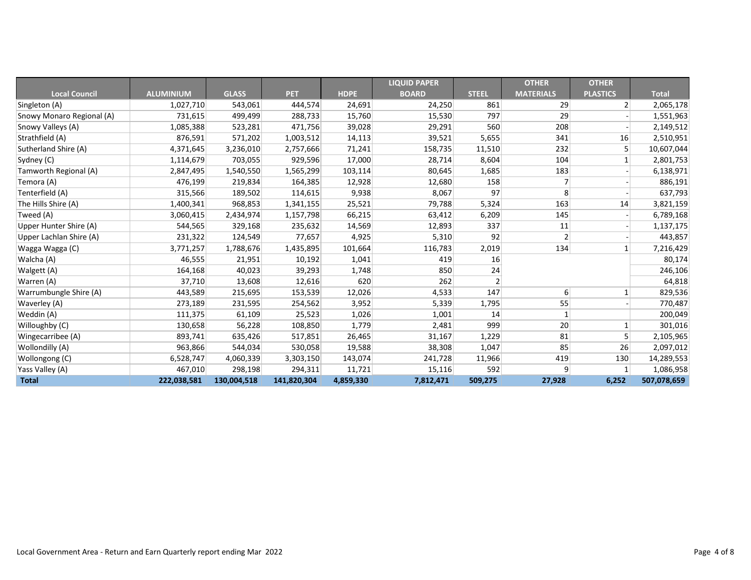| Local Council | ALUMINIUM | GLASS | PET | HDPE | LIQUID PAPER BOARD | STEEL | OTHER MATERIALS | OTHER PLASTICS | Total |
|---|---|---|---|---|---|---|---|---|---|
| Singleton (A) | 1,027,710 | 543,061 | 444,574 | 24,691 | 24,250 | 861 | 29 | 2 | 2,065,178 |
| Snowy Monaro Regional (A) | 731,615 | 499,499 | 288,733 | 15,760 | 15,530 | 797 | 29 | - | 1,551,963 |
| Snowy Valleys (A) | 1,085,388 | 523,281 | 471,756 | 39,028 | 29,291 | 560 | 208 | - | 2,149,512 |
| Strathfield (A) | 876,591 | 571,202 | 1,003,512 | 14,113 | 39,521 | 5,655 | 341 | 16 | 2,510,951 |
| Sutherland Shire (A) | 4,371,645 | 3,236,010 | 2,757,666 | 71,241 | 158,735 | 11,510 | 232 | 5 | 10,607,044 |
| Sydney (C) | 1,114,679 | 703,055 | 929,596 | 17,000 | 28,714 | 8,604 | 104 | 1 | 2,801,753 |
| Tamworth Regional (A) | 2,847,495 | 1,540,550 | 1,565,299 | 103,114 | 80,645 | 1,685 | 183 | - | 6,138,971 |
| Temora (A) | 476,199 | 219,834 | 164,385 | 12,928 | 12,680 | 158 | 7 | - | 886,191 |
| Tenterfield (A) | 315,566 | 189,502 | 114,615 | 9,938 | 8,067 | 97 | 8 | - | 637,793 |
| The Hills Shire (A) | 1,400,341 | 968,853 | 1,341,155 | 25,521 | 79,788 | 5,324 | 163 | 14 | 3,821,159 |
| Tweed (A) | 3,060,415 | 2,434,974 | 1,157,798 | 66,215 | 63,412 | 6,209 | 145 | - | 6,789,168 |
| Upper Hunter Shire (A) | 544,565 | 329,168 | 235,632 | 14,569 | 12,893 | 337 | 11 | - | 1,137,175 |
| Upper Lachlan Shire (A) | 231,322 | 124,549 | 77,657 | 4,925 | 5,310 | 92 | 2 | - | 443,857 |
| Wagga Wagga (C) | 3,771,257 | 1,788,676 | 1,435,895 | 101,664 | 116,783 | 2,019 | 134 | 1 | 7,216,429 |
| Walcha (A) | 46,555 | 21,951 | 10,192 | 1,041 | 419 | 16 | | | 80,174 |
| Walgett (A) | 164,168 | 40,023 | 39,293 | 1,748 | 850 | 24 | | | 246,106 |
| Warren (A) | 37,710 | 13,608 | 12,616 | 620 | 262 | 2 | | | 64,818 |
| Warrumbungle Shire (A) | 443,589 | 215,695 | 153,539 | 12,026 | 4,533 | 147 | 6 | 1 | 829,536 |
| Waverley (A) | 273,189 | 231,595 | 254,562 | 3,952 | 5,339 | 1,795 | 55 | - | 770,487 |
| Weddin (A) | 111,375 | 61,109 | 25,523 | 1,026 | 1,001 | 14 | 1 | | 200,049 |
| Willoughby (C) | 130,658 | 56,228 | 108,850 | 1,779 | 2,481 | 999 | 20 | 1 | 301,016 |
| Wingecarribee (A) | 893,741 | 635,426 | 517,851 | 26,465 | 31,167 | 1,229 | 81 | 5 | 2,105,965 |
| Wollondilly (A) | 963,866 | 544,034 | 530,058 | 19,588 | 38,308 | 1,047 | 85 | 26 | 2,097,012 |
| Wollongong (C) | 6,528,747 | 4,060,339 | 3,303,150 | 143,074 | 241,728 | 11,966 | 419 | 130 | 14,289,553 |
| Yass Valley (A) | 467,010 | 298,198 | 294,311 | 11,721 | 15,116 | 592 | 9 | 1 | 1,086,958 |
| **Total** | **222,038,581** | **130,004,518** | **141,820,304** | **4,859,330** | **7,812,471** | **509,275** | **27,928** | **6,252** | **507,078,659** |

Local Government Area - Return and Earn Quarterly report ending Mar 2022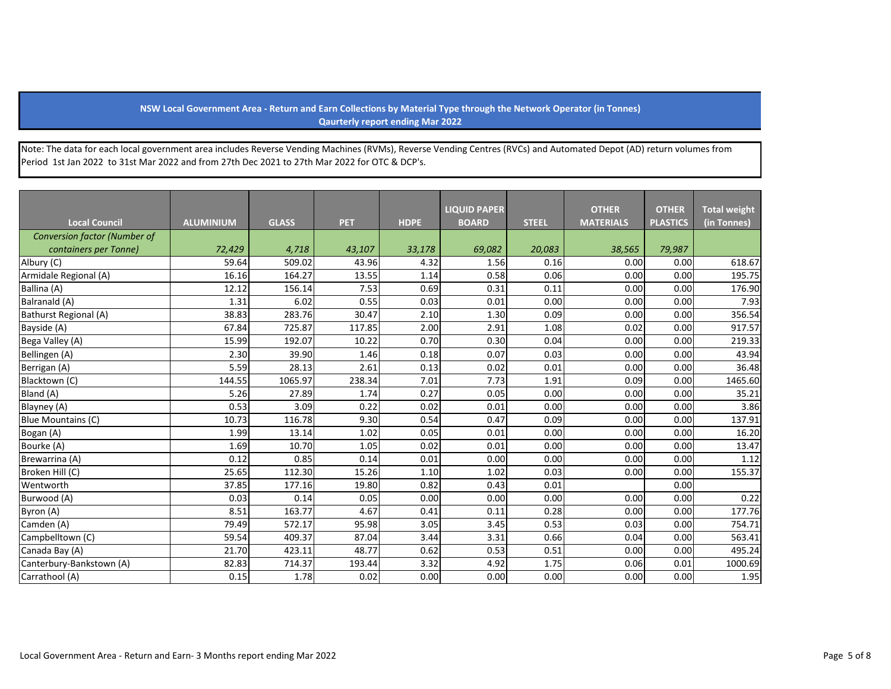**NSW Local Government Area - Return and Earn Collections by Material Type through the Network Operator (in Tonnes)**
**Qaurterly report ending Mar 2022**

Note: The data for each local government area includes Reverse Vending Machines (RVMs), Reverse Vending Centres (RVCs) and Automated Depot (AD) return volumes from Period 1st Jan 2022 to 31st Mar 2022 and from 27th Dec 2021 to 27th Mar 2022 for OTC & DCP's.

| Local Council | ALUMINIUM | GLASS | PET | HDPE | LIQUID PAPER BOARD | STEEL | OTHER MATERIALS | OTHER PLASTICS | Total weight (in Tonnes) |
|---|---|---|---|---|---|---|---|---|---|
| *Conversion factor (Number of containers per Tonne)* | *72,429* | *4,718* | *43,107* | *33,178* | *69,082* | *20,083* | *38,565* | *79,987* | |
| Albury (C) | 59.64 | 509.02 | 43.96 | 4.32 | 1.56 | 0.16 | 0.00 | 0.00 | 618.67 |
| Armidale Regional (A) | 16.16 | 164.27 | 13.55 | 1.14 | 0.58 | 0.06 | 0.00 | 0.00 | 195.75 |
| Ballina (A) | 12.12 | 156.14 | 7.53 | 0.69 | 0.31 | 0.11 | 0.00 | 0.00 | 176.90 |
| Balranald (A) | 1.31 | 6.02 | 0.55 | 0.03 | 0.01 | 0.00 | 0.00 | 0.00 | 7.93 |
| Bathurst Regional (A) | 38.83 | 283.76 | 30.47 | 2.10 | 1.30 | 0.09 | 0.00 | 0.00 | 356.54 |
| Bayside (A) | 67.84 | 725.87 | 117.85 | 2.00 | 2.91 | 1.08 | 0.02 | 0.00 | 917.57 |
| Bega Valley (A) | 15.99 | 192.07 | 10.22 | 0.70 | 0.30 | 0.04 | 0.00 | 0.00 | 219.33 |
| Bellingen (A) | 2.30 | 39.90 | 1.46 | 0.18 | 0.07 | 0.03 | 0.00 | 0.00 | 43.94 |
| Berrigan (A) | 5.59 | 28.13 | 2.61 | 0.13 | 0.02 | 0.01 | 0.00 | 0.00 | 36.48 |
| Blacktown (C) | 144.55 | 1065.97 | 238.34 | 7.01 | 7.73 | 1.91 | 0.09 | 0.00 | 1465.60 |
| Bland (A) | 5.26 | 27.89 | 1.74 | 0.27 | 0.05 | 0.00 | 0.00 | 0.00 | 35.21 |
| Blayney (A) | 0.53 | 3.09 | 0.22 | 0.02 | 0.01 | 0.00 | 0.00 | 0.00 | 3.86 |
| Blue Mountains (C) | 10.73 | 116.78 | 9.30 | 0.54 | 0.47 | 0.09 | 0.00 | 0.00 | 137.91 |
| Bogan (A) | 1.99 | 13.14 | 1.02 | 0.05 | 0.01 | 0.00 | 0.00 | 0.00 | 16.20 |
| Bourke (A) | 1.69 | 10.70 | 1.05 | 0.02 | 0.01 | 0.00 | 0.00 | 0.00 | 13.47 |
| Brewarrina (A) | 0.12 | 0.85 | 0.14 | 0.01 | 0.00 | 0.00 | 0.00 | 0.00 | 1.12 |
| Broken Hill (C) | 25.65 | 112.30 | 15.26 | 1.10 | 1.02 | 0.03 | 0.00 | 0.00 | 155.37 |
| Wentworth | 37.85 | 177.16 | 19.80 | 0.82 | 0.43 | 0.01 | | 0.00 | |
| Burwood (A) | 0.03 | 0.14 | 0.05 | 0.00 | 0.00 | 0.00 | 0.00 | 0.00 | 0.22 |
| Byron (A) | 8.51 | 163.77 | 4.67 | 0.41 | 0.11 | 0.28 | 0.00 | 0.00 | 177.76 |
| Camden (A) | 79.49 | 572.17 | 95.98 | 3.05 | 3.45 | 0.53 | 0.03 | 0.00 | 754.71 |
| Campbelltown (C) | 59.54 | 409.37 | 87.04 | 3.44 | 3.31 | 0.66 | 0.04 | 0.00 | 563.41 |
| Canada Bay (A) | 21.70 | 423.11 | 48.77 | 0.62 | 0.53 | 0.51 | 0.00 | 0.00 | 495.24 |
| Canterbury-Bankstown (A) | 82.83 | 714.37 | 193.44 | 3.32 | 4.92 | 1.75 | 0.06 | 0.01 | 1000.69 |
| Carrathool (A) | 0.15 | 1.78 | 0.02 | 0.00 | 0.00 | 0.00 | 0.00 | 0.00 | 1.95 |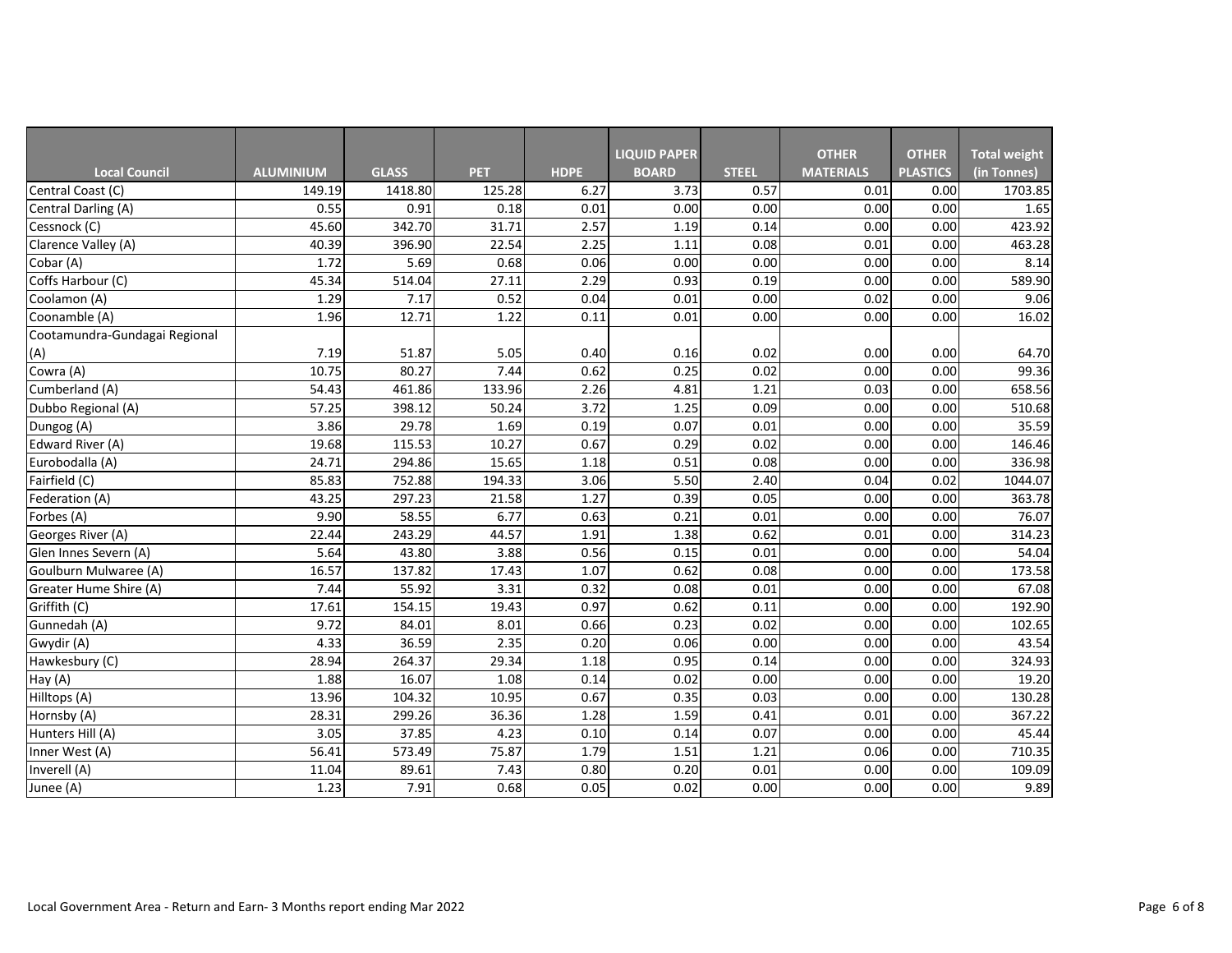| Local Council | ALUMINIUM | GLASS | PET | HDPE | LIQUID PAPER BOARD | STEEL | OTHER MATERIALS | OTHER PLASTICS | Total weight (in Tonnes) |
|---|---|---|---|---|---|---|---|---|---|
| Central Coast (C) | 149.19 | 1418.80 | 125.28 | 6.27 | 3.73 | 0.57 | 0.01 | 0.00 | 1703.85 |
| Central Darling (A) | 0.55 | 0.91 | 0.18 | 0.01 | 0.00 | 0.00 | 0.00 | 0.00 | 1.65 |
| Cessnock (C) | 45.60 | 342.70 | 31.71 | 2.57 | 1.19 | 0.14 | 0.00 | 0.00 | 423.92 |
| Clarence Valley (A) | 40.39 | 396.90 | 22.54 | 2.25 | 1.11 | 0.08 | 0.01 | 0.00 | 463.28 |
| Cobar (A) | 1.72 | 5.69 | 0.68 | 0.06 | 0.00 | 0.00 | 0.00 | 0.00 | 8.14 |
| Coffs Harbour (C) | 45.34 | 514.04 | 27.11 | 2.29 | 0.93 | 0.19 | 0.00 | 0.00 | 589.90 |
| Coolamon (A) | 1.29 | 7.17 | 0.52 | 0.04 | 0.01 | 0.00 | 0.02 | 0.00 | 9.06 |
| Coonamble (A) | 1.96 | 12.71 | 1.22 | 0.11 | 0.01 | 0.00 | 0.00 | 0.00 | 16.02 |
| Cootamundra-Gundagai Regional (A) | 7.19 | 51.87 | 5.05 | 0.40 | 0.16 | 0.02 | 0.00 | 0.00 | 64.70 |
| Cowra (A) | 10.75 | 80.27 | 7.44 | 0.62 | 0.25 | 0.02 | 0.00 | 0.00 | 99.36 |
| Cumberland (A) | 54.43 | 461.86 | 133.96 | 2.26 | 4.81 | 1.21 | 0.03 | 0.00 | 658.56 |
| Dubbo Regional (A) | 57.25 | 398.12 | 50.24 | 3.72 | 1.25 | 0.09 | 0.00 | 0.00 | 510.68 |
| Dungog (A) | 3.86 | 29.78 | 1.69 | 0.19 | 0.07 | 0.01 | 0.00 | 0.00 | 35.59 |
| Edward River (A) | 19.68 | 115.53 | 10.27 | 0.67 | 0.29 | 0.02 | 0.00 | 0.00 | 146.46 |
| Eurobodalla (A) | 24.71 | 294.86 | 15.65 | 1.18 | 0.51 | 0.08 | 0.00 | 0.00 | 336.98 |
| Fairfield (C) | 85.83 | 752.88 | 194.33 | 3.06 | 5.50 | 2.40 | 0.04 | 0.02 | 1044.07 |
| Federation (A) | 43.25 | 297.23 | 21.58 | 1.27 | 0.39 | 0.05 | 0.00 | 0.00 | 363.78 |
| Forbes (A) | 9.90 | 58.55 | 6.77 | 0.63 | 0.21 | 0.01 | 0.00 | 0.00 | 76.07 |
| Georges River (A) | 22.44 | 243.29 | 44.57 | 1.91 | 1.38 | 0.62 | 0.01 | 0.00 | 314.23 |
| Glen Innes Severn (A) | 5.64 | 43.80 | 3.88 | 0.56 | 0.15 | 0.01 | 0.00 | 0.00 | 54.04 |
| Goulburn Mulwaree (A) | 16.57 | 137.82 | 17.43 | 1.07 | 0.62 | 0.08 | 0.00 | 0.00 | 173.58 |
| Greater Hume Shire (A) | 7.44 | 55.92 | 3.31 | 0.32 | 0.08 | 0.01 | 0.00 | 0.00 | 67.08 |
| Griffith (C) | 17.61 | 154.15 | 19.43 | 0.97 | 0.62 | 0.11 | 0.00 | 0.00 | 192.90 |
| Gunnedah (A) | 9.72 | 84.01 | 8.01 | 0.66 | 0.23 | 0.02 | 0.00 | 0.00 | 102.65 |
| Gwydir (A) | 4.33 | 36.59 | 2.35 | 0.20 | 0.06 | 0.00 | 0.00 | 0.00 | 43.54 |
| Hawkesbury (C) | 28.94 | 264.37 | 29.34 | 1.18 | 0.95 | 0.14 | 0.00 | 0.00 | 324.93 |
| Hay (A) | 1.88 | 16.07 | 1.08 | 0.14 | 0.02 | 0.00 | 0.00 | 0.00 | 19.20 |
| Hilltops (A) | 13.96 | 104.32 | 10.95 | 0.67 | 0.35 | 0.03 | 0.00 | 0.00 | 130.28 |
| Hornsby (A) | 28.31 | 299.26 | 36.36 | 1.28 | 1.59 | 0.41 | 0.01 | 0.00 | 367.22 |
| Hunters Hill (A) | 3.05 | 37.85 | 4.23 | 0.10 | 0.14 | 0.07 | 0.00 | 0.00 | 45.44 |
| Inner West (A) | 56.41 | 573.49 | 75.87 | 1.79 | 1.51 | 1.21 | 0.06 | 0.00 | 710.35 |
| Inverell (A) | 11.04 | 89.61 | 7.43 | 0.80 | 0.20 | 0.01 | 0.00 | 0.00 | 109.09 |
| Junee (A) | 1.23 | 7.91 | 0.68 | 0.05 | 0.02 | 0.00 | 0.00 | 0.00 | 9.89 |

Local Government Area - Return and Earn- 3 Months report ending Mar 2022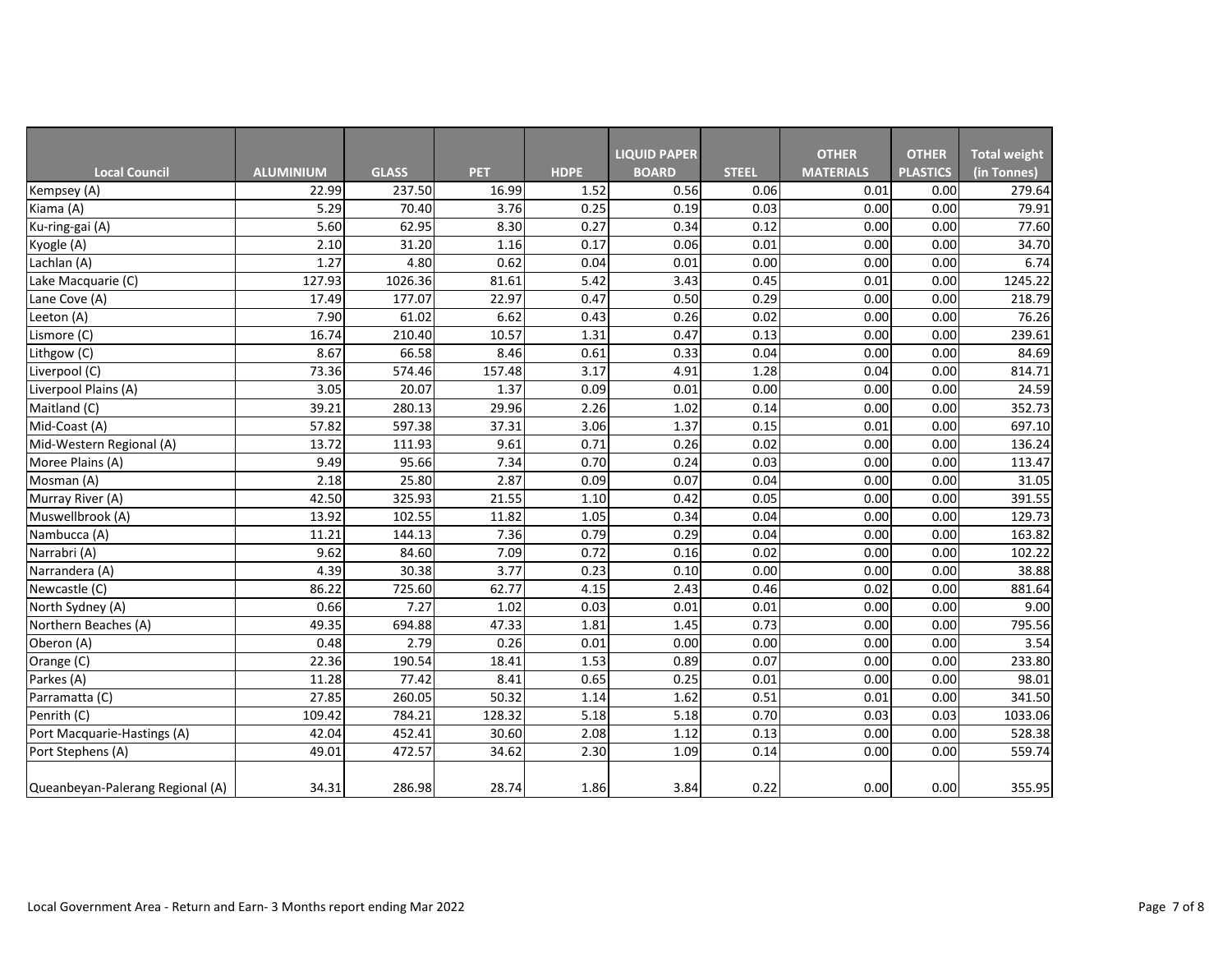| Local Council | ALUMINIUM | GLASS | PET | HDPE | LIQUID PAPER BOARD | STEEL | OTHER MATERIALS | OTHER PLASTICS | Total weight (in Tonnes) |
|---|---|---|---|---|---|---|---|---|---|
| Kempsey (A) | 22.99 | 237.50 | 16.99 | 1.52 | 0.56 | 0.06 | 0.01 | 0.00 | 279.64 |
| Kiama (A) | 5.29 | 70.40 | 3.76 | 0.25 | 0.19 | 0.03 | 0.00 | 0.00 | 79.91 |
| Ku-ring-gai (A) | 5.60 | 62.95 | 8.30 | 0.27 | 0.34 | 0.12 | 0.00 | 0.00 | 77.60 |
| Kyogle (A) | 2.10 | 31.20 | 1.16 | 0.17 | 0.06 | 0.01 | 0.00 | 0.00 | 34.70 |
| Lachlan (A) | 1.27 | 4.80 | 0.62 | 0.04 | 0.01 | 0.00 | 0.00 | 0.00 | 6.74 |
| Lake Macquarie (C) | 127.93 | 1026.36 | 81.61 | 5.42 | 3.43 | 0.45 | 0.01 | 0.00 | 1245.22 |
| Lane Cove (A) | 17.49 | 177.07 | 22.97 | 0.47 | 0.50 | 0.29 | 0.00 | 0.00 | 218.79 |
| Leeton (A) | 7.90 | 61.02 | 6.62 | 0.43 | 0.26 | 0.02 | 0.00 | 0.00 | 76.26 |
| Lismore (C) | 16.74 | 210.40 | 10.57 | 1.31 | 0.47 | 0.13 | 0.00 | 0.00 | 239.61 |
| Lithgow (C) | 8.67 | 66.58 | 8.46 | 0.61 | 0.33 | 0.04 | 0.00 | 0.00 | 84.69 |
| Liverpool (C) | 73.36 | 574.46 | 157.48 | 3.17 | 4.91 | 1.28 | 0.04 | 0.00 | 814.71 |
| Liverpool Plains (A) | 3.05 | 20.07 | 1.37 | 0.09 | 0.01 | 0.00 | 0.00 | 0.00 | 24.59 |
| Maitland (C) | 39.21 | 280.13 | 29.96 | 2.26 | 1.02 | 0.14 | 0.00 | 0.00 | 352.73 |
| Mid-Coast (A) | 57.82 | 597.38 | 37.31 | 3.06 | 1.37 | 0.15 | 0.01 | 0.00 | 697.10 |
| Mid-Western Regional (A) | 13.72 | 111.93 | 9.61 | 0.71 | 0.26 | 0.02 | 0.00 | 0.00 | 136.24 |
| Moree Plains (A) | 9.49 | 95.66 | 7.34 | 0.70 | 0.24 | 0.03 | 0.00 | 0.00 | 113.47 |
| Mosman (A) | 2.18 | 25.80 | 2.87 | 0.09 | 0.07 | 0.04 | 0.00 | 0.00 | 31.05 |
| Murray River (A) | 42.50 | 325.93 | 21.55 | 1.10 | 0.42 | 0.05 | 0.00 | 0.00 | 391.55 |
| Muswellbrook (A) | 13.92 | 102.55 | 11.82 | 1.05 | 0.34 | 0.04 | 0.00 | 0.00 | 129.73 |
| Nambucca (A) | 11.21 | 144.13 | 7.36 | 0.79 | 0.29 | 0.04 | 0.00 | 0.00 | 163.82 |
| Narrabri (A) | 9.62 | 84.60 | 7.09 | 0.72 | 0.16 | 0.02 | 0.00 | 0.00 | 102.22 |
| Narrandera (A) | 4.39 | 30.38 | 3.77 | 0.23 | 0.10 | 0.00 | 0.00 | 0.00 | 38.88 |
| Newcastle (C) | 86.22 | 725.60 | 62.77 | 4.15 | 2.43 | 0.46 | 0.02 | 0.00 | 881.64 |
| North Sydney (A) | 0.66 | 7.27 | 1.02 | 0.03 | 0.01 | 0.01 | 0.00 | 0.00 | 9.00 |
| Northern Beaches (A) | 49.35 | 694.88 | 47.33 | 1.81 | 1.45 | 0.73 | 0.00 | 0.00 | 795.56 |
| Oberon (A) | 0.48 | 2.79 | 0.26 | 0.01 | 0.00 | 0.00 | 0.00 | 0.00 | 3.54 |
| Orange (C) | 22.36 | 190.54 | 18.41 | 1.53 | 0.89 | 0.07 | 0.00 | 0.00 | 233.80 |
| Parkes (A) | 11.28 | 77.42 | 8.41 | 0.65 | 0.25 | 0.01 | 0.00 | 0.00 | 98.01 |
| Parramatta (C) | 27.85 | 260.05 | 50.32 | 1.14 | 1.62 | 0.51 | 0.01 | 0.00 | 341.50 |
| Penrith (C) | 109.42 | 784.21 | 128.32 | 5.18 | 5.18 | 0.70 | 0.03 | 0.03 | 1033.06 |
| Port Macquarie-Hastings (A) | 42.04 | 452.41 | 30.60 | 2.08 | 1.12 | 0.13 | 0.00 | 0.00 | 528.38 |
| Port Stephens (A) | 49.01 | 472.57 | 34.62 | 2.30 | 1.09 | 0.14 | 0.00 | 0.00 | 559.74 |
| Queanbeyan-Palerang Regional (A) | 34.31 | 286.98 | 28.74 | 1.86 | 3.84 | 0.22 | 0.00 | 0.00 | 355.95 |

Local Government Area - Return and Earn- 3 Months report ending Mar 2022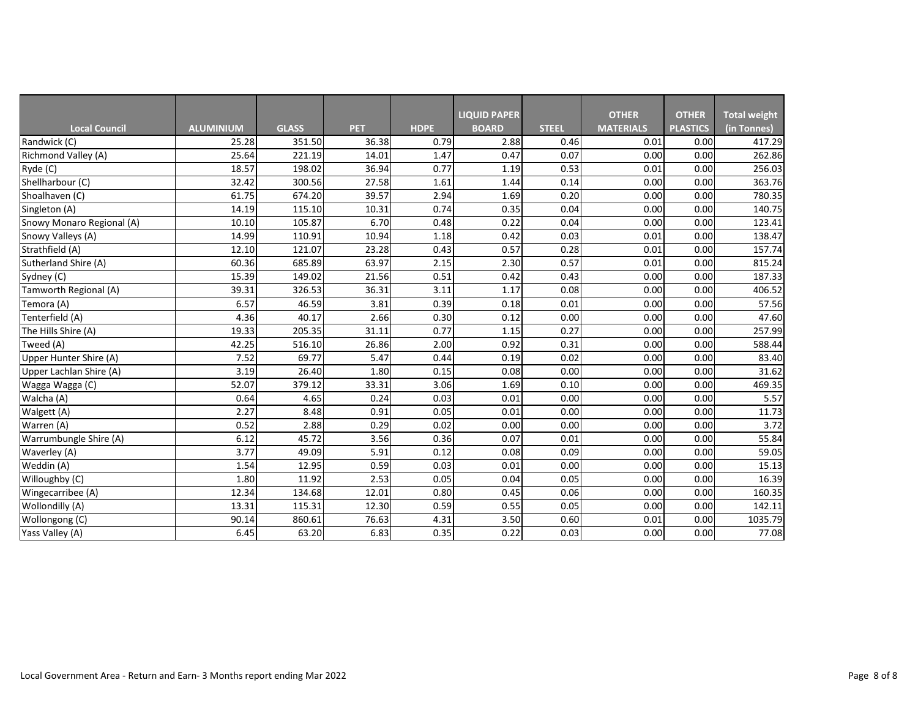| Local Council | ALUMINIUM | GLASS | PET | HDPE | LIQUID PAPER BOARD | STEEL | OTHER MATERIALS | OTHER PLASTICS | Total weight (in Tonnes) |
|---|---|---|---|---|---|---|---|---|---|
| Randwick (C) | 25.28 | 351.50 | 36.38 | 0.79 | 2.88 | 0.46 | 0.01 | 0.00 | 417.29 |
| Richmond Valley (A) | 25.64 | 221.19 | 14.01 | 1.47 | 0.47 | 0.07 | 0.00 | 0.00 | 262.86 |
| Ryde (C) | 18.57 | 198.02 | 36.94 | 0.77 | 1.19 | 0.53 | 0.01 | 0.00 | 256.03 |
| Shellharbour (C) | 32.42 | 300.56 | 27.58 | 1.61 | 1.44 | 0.14 | 0.00 | 0.00 | 363.76 |
| Shoalhaven (C) | 61.75 | 674.20 | 39.57 | 2.94 | 1.69 | 0.20 | 0.00 | 0.00 | 780.35 |
| Singleton (A) | 14.19 | 115.10 | 10.31 | 0.74 | 0.35 | 0.04 | 0.00 | 0.00 | 140.75 |
| Snowy Monaro Regional (A) | 10.10 | 105.87 | 6.70 | 0.48 | 0.22 | 0.04 | 0.00 | 0.00 | 123.41 |
| Snowy Valleys (A) | 14.99 | 110.91 | 10.94 | 1.18 | 0.42 | 0.03 | 0.01 | 0.00 | 138.47 |
| Strathfield (A) | 12.10 | 121.07 | 23.28 | 0.43 | 0.57 | 0.28 | 0.01 | 0.00 | 157.74 |
| Sutherland Shire (A) | 60.36 | 685.89 | 63.97 | 2.15 | 2.30 | 0.57 | 0.01 | 0.00 | 815.24 |
| Sydney (C) | 15.39 | 149.02 | 21.56 | 0.51 | 0.42 | 0.43 | 0.00 | 0.00 | 187.33 |
| Tamworth Regional (A) | 39.31 | 326.53 | 36.31 | 3.11 | 1.17 | 0.08 | 0.00 | 0.00 | 406.52 |
| Temora (A) | 6.57 | 46.59 | 3.81 | 0.39 | 0.18 | 0.01 | 0.00 | 0.00 | 57.56 |
| Tenterfield (A) | 4.36 | 40.17 | 2.66 | 0.30 | 0.12 | 0.00 | 0.00 | 0.00 | 47.60 |
| The Hills Shire (A) | 19.33 | 205.35 | 31.11 | 0.77 | 1.15 | 0.27 | 0.00 | 0.00 | 257.99 |
| Tweed (A) | 42.25 | 516.10 | 26.86 | 2.00 | 0.92 | 0.31 | 0.00 | 0.00 | 588.44 |
| Upper Hunter Shire (A) | 7.52 | 69.77 | 5.47 | 0.44 | 0.19 | 0.02 | 0.00 | 0.00 | 83.40 |
| Upper Lachlan Shire (A) | 3.19 | 26.40 | 1.80 | 0.15 | 0.08 | 0.00 | 0.00 | 0.00 | 31.62 |
| Wagga Wagga (C) | 52.07 | 379.12 | 33.31 | 3.06 | 1.69 | 0.10 | 0.00 | 0.00 | 469.35 |
| Walcha (A) | 0.64 | 4.65 | 0.24 | 0.03 | 0.01 | 0.00 | 0.00 | 0.00 | 5.57 |
| Walgett (A) | 2.27 | 8.48 | 0.91 | 0.05 | 0.01 | 0.00 | 0.00 | 0.00 | 11.73 |
| Warren (A) | 0.52 | 2.88 | 0.29 | 0.02 | 0.00 | 0.00 | 0.00 | 0.00 | 3.72 |
| Warrumbungle Shire (A) | 6.12 | 45.72 | 3.56 | 0.36 | 0.07 | 0.01 | 0.00 | 0.00 | 55.84 |
| Waverley (A) | 3.77 | 49.09 | 5.91 | 0.12 | 0.08 | 0.09 | 0.00 | 0.00 | 59.05 |
| Weddin (A) | 1.54 | 12.95 | 0.59 | 0.03 | 0.01 | 0.00 | 0.00 | 0.00 | 15.13 |
| Willoughby (C) | 1.80 | 11.92 | 2.53 | 0.05 | 0.04 | 0.05 | 0.00 | 0.00 | 16.39 |
| Wingecarribee (A) | 12.34 | 134.68 | 12.01 | 0.80 | 0.45 | 0.06 | 0.00 | 0.00 | 160.35 |
| Wollondilly (A) | 13.31 | 115.31 | 12.30 | 0.59 | 0.55 | 0.05 | 0.00 | 0.00 | 142.11 |
| Wollongong (C) | 90.14 | 860.61 | 76.63 | 4.31 | 3.50 | 0.60 | 0.01 | 0.00 | 1035.79 |
| Yass Valley (A) | 6.45 | 63.20 | 6.83 | 0.35 | 0.22 | 0.03 | 0.00 | 0.00 | 77.08 |

Local Government Area - Return and Earn- 3 Months report ending Mar 2022